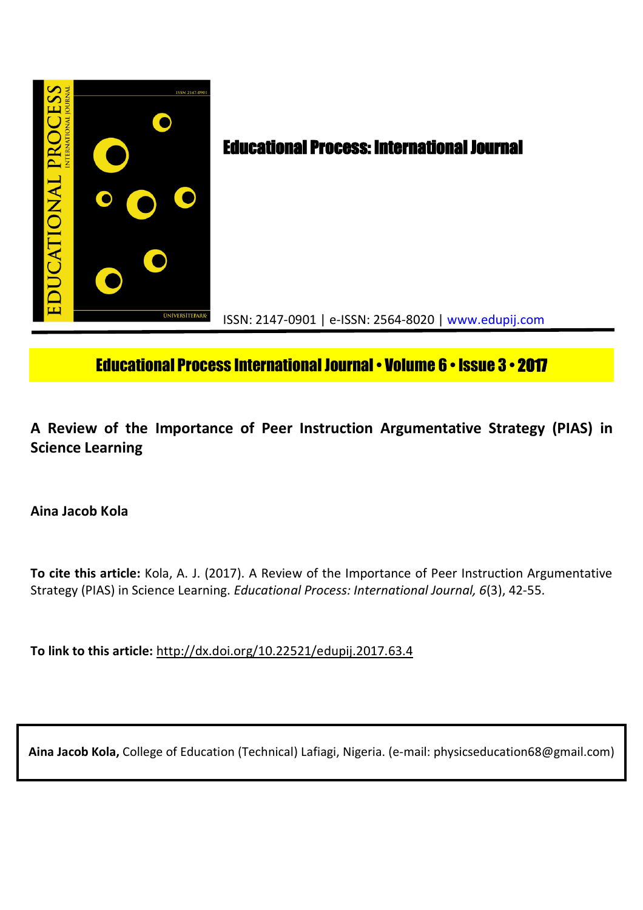# Educational Process: International Journal

ISSN: 2147-0901 | e-ISSN: 2564-8020 | www.edupij.com

**Educational Process International Journal • Volume 6 • Issue 3 • 2017**

## A Review of the Importance of Peer Instruction Argumentative Strategy (PIAS) in Science Learning

**Aina Jacob Kola**

**To cite this article:** Kola, A. J. (2017). A Review of the Importance of Peer Instruction Argumentative Strategy (PIAS) in Science Learning. *Educational Process: International Journal, 6*(3), 42-55.

**To link to this article:** http://dx.doi.org/10.22521/edupij.2017.63.4

**Aina Jacob Kola,** College of Education (Technical) Lafiagi, Nigeria. (e-mail: physicseducation68@gmail.com)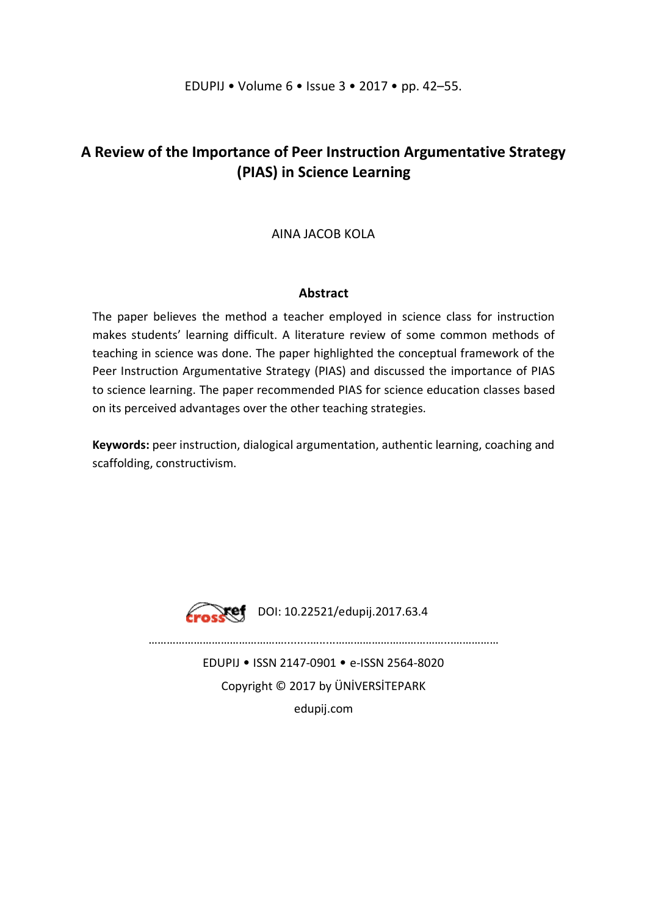# A Review of the Importance of Peer Instruction Argumentative Strategy (PIAS) in Science Learning

AINA JACOB KOLA

## Abstract

The paper believes the method a teacher employed in science class for instruction makes students' learning difficult. A literature review of some common methods of teaching in science was done. The paper highlighted the conceptual framework of the Peer Instruction Argumentative Strategy (PIAS) and discussed the importance of PIAS to science learning. The paper recommended PIAS for science education classes based on its perceived advantages over the other teaching strategies.

**Keywords:** peer instruction, dialogical argumentation, authentic learning, coaching and scaffolding, constructivism.

DOI: 10.22521/edupij.2017.63.4

EDUPIJ • ISSN 2147-0901 • e-ISSN 2564-8020

Copyright © 2017 by ÜNİVERSİTEPARK

edupij.com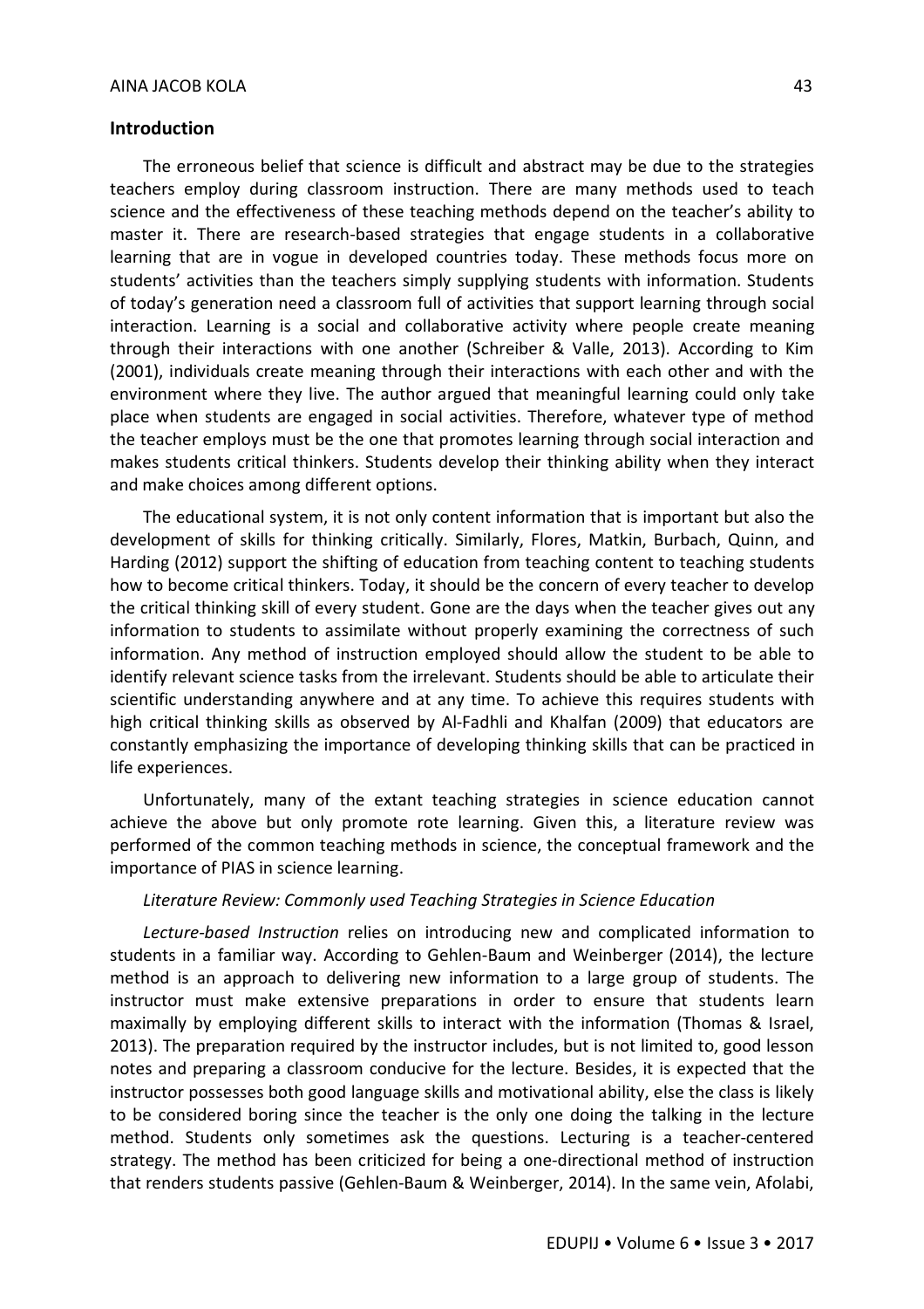## Introduction

The erroneous belief that science is difficult and abstract may be due to the strategies teachers employ during classroom instruction. There are many methods used to teach science and the effectiveness of these teaching methods depend on the teacher's ability to master it. There are research-based strategies that engage students in a collaborative learning that are in vogue in developed countries today. These methods focus more on students' activities than the teachers simply supplying students with information. Students of today's generation need a classroom full of activities that support learning through social interaction. Learning is a social and collaborative activity where people create meaning through their interactions with one another (Schreiber & Valle, 2013). According to Kim (2001), individuals create meaning through their interactions with each other and with the environment where they live. The author argued that meaningful learning could only take place when students are engaged in social activities. Therefore, whatever type of method the teacher employs must be the one that promotes learning through social interaction and makes students critical thinkers. Students develop their thinking ability when they interact and make choices among different options.

The educational system, it is not only content information that is important but also the development of skills for thinking critically. Similarly, Flores, Matkin, Burbach, Quinn, and Harding (2012) support the shifting of education from teaching content to teaching students how to become critical thinkers. Today, it should be the concern of every teacher to develop the critical thinking skill of every student. Gone are the days when the teacher gives out any information to students to assimilate without properly examining the correctness of such information. Any method of instruction employed should allow the student to be able to identify relevant science tasks from the irrelevant. Students should be able to articulate their scientific understanding anywhere and at any time. To achieve this requires students with high critical thinking skills as observed by Al-Fadhli and Khalfan (2009) that educators are constantly emphasizing the importance of developing thinking skills that can be practiced in life experiences.

Unfortunately, many of the extant teaching strategies in science education cannot achieve the above but only promote rote learning. Given this, a literature review was performed of the common teaching methods in science, the conceptual framework and the importance of PIAS in science learning.

*Literature Review: Commonly used Teaching Strategies in Science Education*

*Lecture-based Instruction* relies on introducing new and complicated information to students in a familiar way. According to Gehlen-Baum and Weinberger (2014), the lecture method is an approach to delivering new information to a large group of students. The instructor must make extensive preparations in order to ensure that students learn maximally by employing different skills to interact with the information (Thomas & Israel, 2013). The preparation required by the instructor includes, but is not limited to, good lesson notes and preparing a classroom conducive for the lecture. Besides, it is expected that the instructor possesses both good language skills and motivational ability, else the class is likely to be considered boring since the teacher is the only one doing the talking in the lecture method. Students only sometimes ask the questions. Lecturing is a teacher-centered strategy. The method has been criticized for being a one-directional method of instruction that renders students passive (Gehlen-Baum & Weinberger, 2014). In the same vein, Afolabi,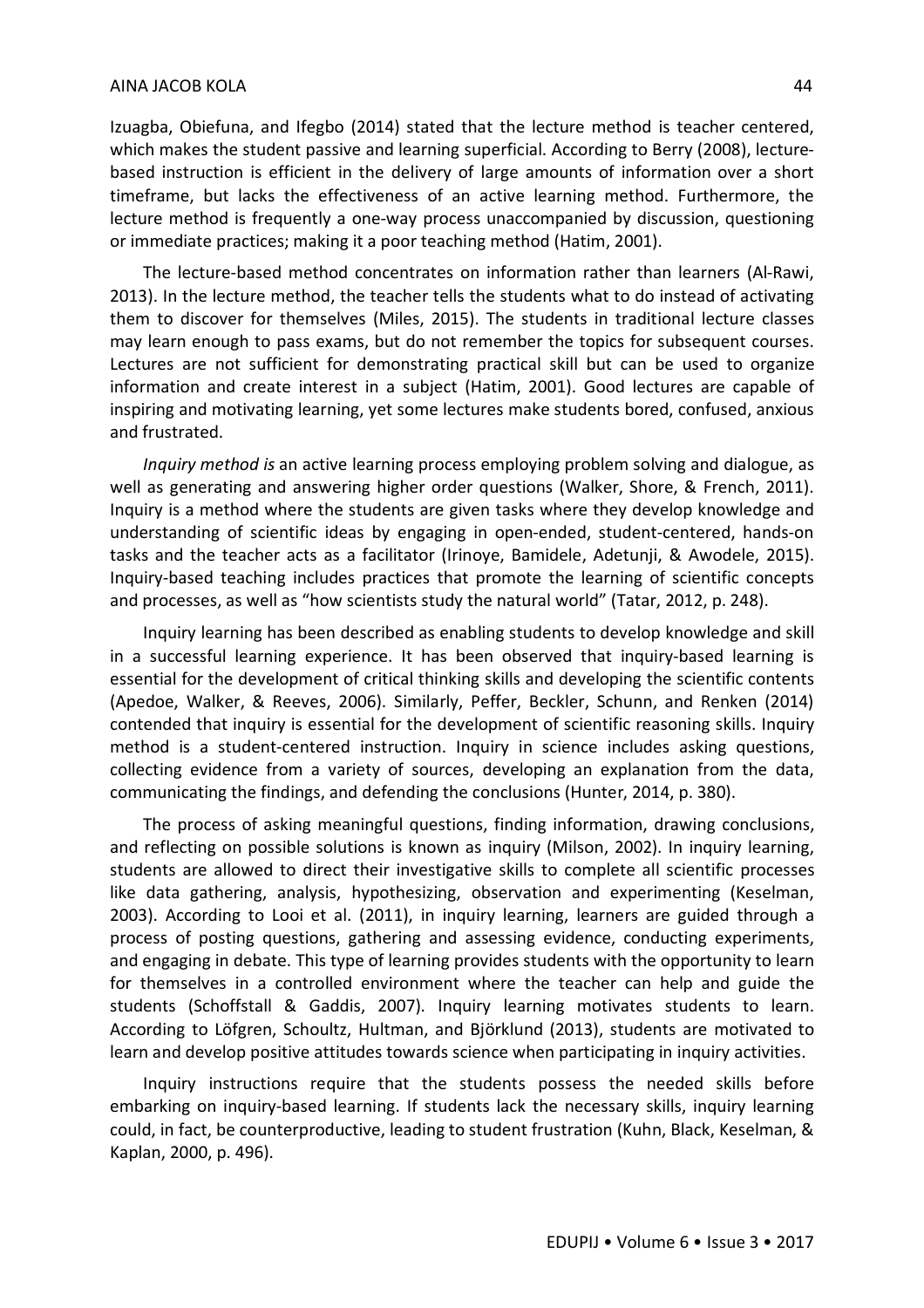Izuagba, Obiefuna, and Ifegbo (2014) stated that the lecture method is teacher centered, which makes the student passive and learning superficial. According to Berry (2008), lecture-based instruction is efficient in the delivery of large amounts of information over a short timeframe, but lacks the effectiveness of an active learning method. Furthermore, the lecture method is frequently a one-way process unaccompanied by discussion, questioning or immediate practices; making it a poor teaching method (Hatim, 2001).

The lecture-based method concentrates on information rather than learners (Al-Rawi, 2013). In the lecture method, the teacher tells the students what to do instead of activating them to discover for themselves (Miles, 2015). The students in traditional lecture classes may learn enough to pass exams, but do not remember the topics for subsequent courses. Lectures are not sufficient for demonstrating practical skill but can be used to organize information and create interest in a subject (Hatim, 2001). Good lectures are capable of inspiring and motivating learning, yet some lectures make students bored, confused, anxious and frustrated.

*Inquiry method is* an active learning process employing problem solving and dialogue, as well as generating and answering higher order questions (Walker, Shore, & French, 2011). Inquiry is a method where the students are given tasks where they develop knowledge and understanding of scientific ideas by engaging in open-ended, student-centered, hands-on tasks and the teacher acts as a facilitator (Irinoye, Bamidele, Adetunji, & Awodele, 2015). Inquiry-based teaching includes practices that promote the learning of scientific concepts and processes, as well as "how scientists study the natural world" (Tatar, 2012, p. 248).

Inquiry learning has been described as enabling students to develop knowledge and skill in a successful learning experience. It has been observed that inquiry-based learning is essential for the development of critical thinking skills and developing the scientific contents (Apedoe, Walker, & Reeves, 2006). Similarly, Peffer, Beckler, Schunn, and Renken (2014) contended that inquiry is essential for the development of scientific reasoning skills. Inquiry method is a student-centered instruction. Inquiry in science includes asking questions, collecting evidence from a variety of sources, developing an explanation from the data, communicating the findings, and defending the conclusions (Hunter, 2014, p. 380).

The process of asking meaningful questions, finding information, drawing conclusions, and reflecting on possible solutions is known as inquiry (Milson, 2002). In inquiry learning, students are allowed to direct their investigative skills to complete all scientific processes like data gathering, analysis, hypothesizing, observation and experimenting (Keselman, 2003). According to Looi et al. (2011), in inquiry learning, learners are guided through a process of posting questions, gathering and assessing evidence, conducting experiments, and engaging in debate. This type of learning provides students with the opportunity to learn for themselves in a controlled environment where the teacher can help and guide the students (Schoffstall & Gaddis, 2007). Inquiry learning motivates students to learn. According to Löfgren, Schoultz, Hultman, and Björklund (2013), students are motivated to learn and develop positive attitudes towards science when participating in inquiry activities.

Inquiry instructions require that the students possess the needed skills before embarking on inquiry-based learning. If students lack the necessary skills, inquiry learning could, in fact, be counterproductive, leading to student frustration (Kuhn, Black, Keselman, & Kaplan, 2000, p. 496).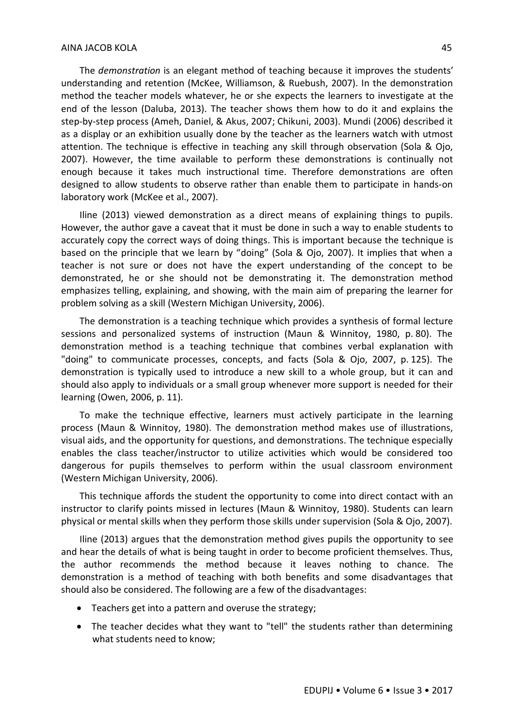The *demonstration* is an elegant method of teaching because it improves the students' understanding and retention (McKee, Williamson, & Ruebush, 2007). In the demonstration method the teacher models whatever, he or she expects the learners to investigate at the end of the lesson (Daluba, 2013). The teacher shows them how to do it and explains the step-by-step process (Ameh, Daniel, & Akus, 2007; Chikuni, 2003). Mundi (2006) described it as a display or an exhibition usually done by the teacher as the learners watch with utmost attention. The technique is effective in teaching any skill through observation (Sola & Ojo, 2007). However, the time available to perform these demonstrations is continually not enough because it takes much instructional time. Therefore demonstrations are often designed to allow students to observe rather than enable them to participate in hands-on laboratory work (McKee et al., 2007).

Iline (2013) viewed demonstration as a direct means of explaining things to pupils. However, the author gave a caveat that it must be done in such a way to enable students to accurately copy the correct ways of doing things. This is important because the technique is based on the principle that we learn by "doing" (Sola & Ojo, 2007). It implies that when a teacher is not sure or does not have the expert understanding of the concept to be demonstrated, he or she should not be demonstrating it. The demonstration method emphasizes telling, explaining, and showing, with the main aim of preparing the learner for problem solving as a skill (Western Michigan University, 2006).

The demonstration is a teaching technique which provides a synthesis of formal lecture sessions and personalized systems of instruction (Maun & Winnitoy, 1980, p. 80). The demonstration method is a teaching technique that combines verbal explanation with "doing" to communicate processes, concepts, and facts (Sola & Ojo, 2007, p. 125). The demonstration is typically used to introduce a new skill to a whole group, but it can and should also apply to individuals or a small group whenever more support is needed for their learning (Owen, 2006, p. 11).

To make the technique effective, learners must actively participate in the learning process (Maun & Winnitoy, 1980). The demonstration method makes use of illustrations, visual aids, and the opportunity for questions, and demonstrations. The technique especially enables the class teacher/instructor to utilize activities which would be considered too dangerous for pupils themselves to perform within the usual classroom environment (Western Michigan University, 2006).

This technique affords the student the opportunity to come into direct contact with an instructor to clarify points missed in lectures (Maun & Winnitoy, 1980). Students can learn physical or mental skills when they perform those skills under supervision (Sola & Ojo, 2007).

Iline (2013) argues that the demonstration method gives pupils the opportunity to see and hear the details of what is being taught in order to become proficient themselves. Thus, the author recommends the method because it leaves nothing to chance. The demonstration is a method of teaching with both benefits and some disadvantages that should also be considered. The following are a few of the disadvantages:

- Teachers get into a pattern and overuse the strategy;
- The teacher decides what they want to "tell" the students rather than determining what students need to know;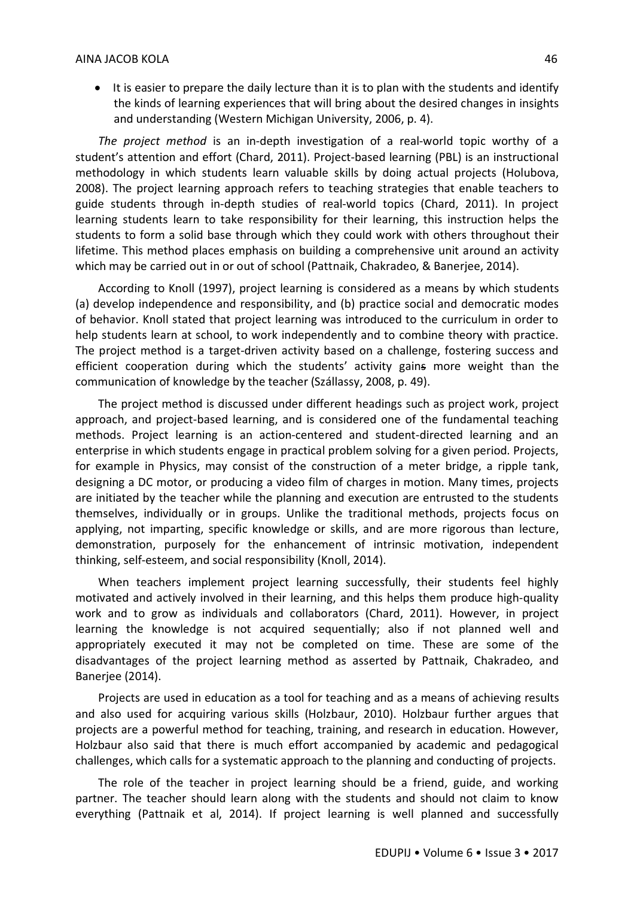- It is easier to prepare the daily lecture than it is to plan with the students and identify the kinds of learning experiences that will bring about the desired changes in insights and understanding (Western Michigan University, 2006, p. 4).

*The project method* is an in-depth investigation of a real-world topic worthy of a student's attention and effort (Chard, 2011). Project-based learning (PBL) is an instructional methodology in which students learn valuable skills by doing actual projects (Holubova, 2008). The project learning approach refers to teaching strategies that enable teachers to guide students through in-depth studies of real-world topics (Chard, 2011). In project learning students learn to take responsibility for their learning, this instruction helps the students to form a solid base through which they could work with others throughout their lifetime. This method places emphasis on building a comprehensive unit around an activity which may be carried out in or out of school (Pattnaik, Chakradeo, & Banerjee, 2014).

According to Knoll (1997), project learning is considered as a means by which students (a) develop independence and responsibility, and (b) practice social and democratic modes of behavior. Knoll stated that project learning was introduced to the curriculum in order to help students learn at school, to work independently and to combine theory with practice. The project method is a target-driven activity based on a challenge, fostering success and efficient cooperation during which the students' activity gain~~s~~ more weight than the communication of knowledge by the teacher (Szállassy, 2008, p. 49).

The project method is discussed under different headings such as project work, project approach, and project-based learning, and is considered one of the fundamental teaching methods. Project learning is an action-centered and student-directed learning and an enterprise in which students engage in practical problem solving for a given period. Projects, for example in Physics, may consist of the construction of a meter bridge, a ripple tank, designing a DC motor, or producing a video film of charges in motion. Many times, projects are initiated by the teacher while the planning and execution are entrusted to the students themselves, individually or in groups. Unlike the traditional methods, projects focus on applying, not imparting, specific knowledge or skills, and are more rigorous than lecture, demonstration, purposely for the enhancement of intrinsic motivation, independent thinking, self-esteem, and social responsibility (Knoll, 2014).

When teachers implement project learning successfully, their students feel highly motivated and actively involved in their learning, and this helps them produce high-quality work and to grow as individuals and collaborators (Chard, 2011). However, in project learning the knowledge is not acquired sequentially; also if not planned well and appropriately executed it may not be completed on time. These are some of the disadvantages of the project learning method as asserted by Pattnaik, Chakradeo, and Banerjee (2014).

Projects are used in education as a tool for teaching and as a means of achieving results and also used for acquiring various skills (Holzbaur, 2010). Holzbaur further argues that projects are a powerful method for teaching, training, and research in education. However, Holzbaur also said that there is much effort accompanied by academic and pedagogical challenges, which calls for a systematic approach to the planning and conducting of projects.

The role of the teacher in project learning should be a friend, guide, and working partner. The teacher should learn along with the students and should not claim to know everything (Pattnaik et al, 2014). If project learning is well planned and successfully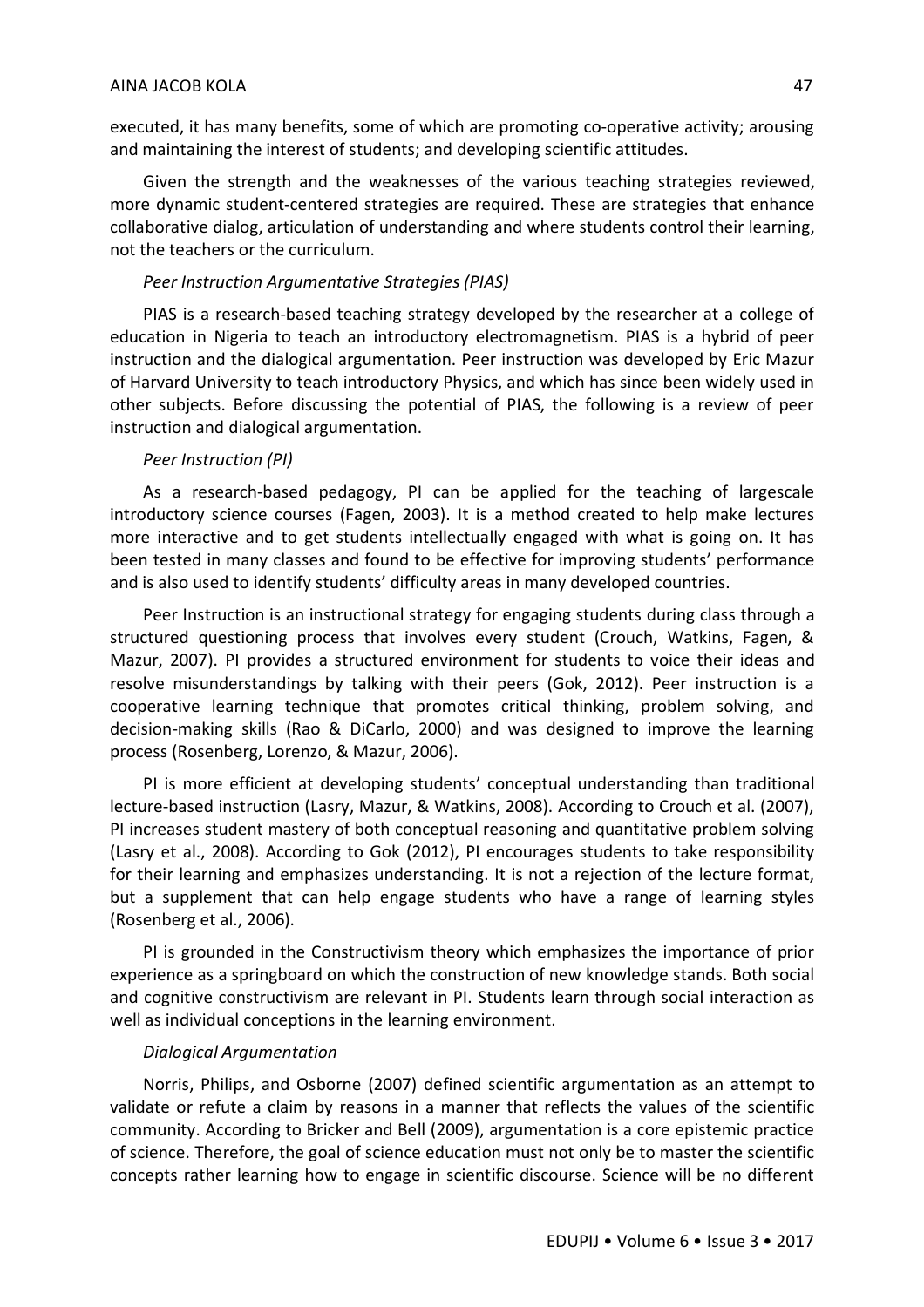executed, it has many benefits, some of which are promoting co-operative activity; arousing and maintaining the interest of students; and developing scientific attitudes.

Given the strength and the weaknesses of the various teaching strategies reviewed, more dynamic student-centered strategies are required. These are strategies that enhance collaborative dialog, articulation of understanding and where students control their learning, not the teachers or the curriculum.

*Peer Instruction Argumentative Strategies (PIAS)*

PIAS is a research-based teaching strategy developed by the researcher at a college of education in Nigeria to teach an introductory electromagnetism. PIAS is a hybrid of peer instruction and the dialogical argumentation. Peer instruction was developed by Eric Mazur of Harvard University to teach introductory Physics, and which has since been widely used in other subjects. Before discussing the potential of PIAS, the following is a review of peer instruction and dialogical argumentation.

*Peer Instruction (PI)*

As a research-based pedagogy, PI can be applied for the teaching of largescale introductory science courses (Fagen, 2003). It is a method created to help make lectures more interactive and to get students intellectually engaged with what is going on. It has been tested in many classes and found to be effective for improving students' performance and is also used to identify students' difficulty areas in many developed countries.

Peer Instruction is an instructional strategy for engaging students during class through a structured questioning process that involves every student (Crouch, Watkins, Fagen, & Mazur, 2007). PI provides a structured environment for students to voice their ideas and resolve misunderstandings by talking with their peers (Gok, 2012). Peer instruction is a cooperative learning technique that promotes critical thinking, problem solving, and decision-making skills (Rao & DiCarlo, 2000) and was designed to improve the learning process (Rosenberg, Lorenzo, & Mazur, 2006).

PI is more efficient at developing students' conceptual understanding than traditional lecture-based instruction (Lasry, Mazur, & Watkins, 2008). According to Crouch et al. (2007), PI increases student mastery of both conceptual reasoning and quantitative problem solving (Lasry et al., 2008). According to Gok (2012), PI encourages students to take responsibility for their learning and emphasizes understanding. It is not a rejection of the lecture format, but a supplement that can help engage students who have a range of learning styles (Rosenberg et al., 2006).

PI is grounded in the Constructivism theory which emphasizes the importance of prior experience as a springboard on which the construction of new knowledge stands. Both social and cognitive constructivism are relevant in PI. Students learn through social interaction as well as individual conceptions in the learning environment.

*Dialogical Argumentation*

Norris, Philips, and Osborne (2007) defined scientific argumentation as an attempt to validate or refute a claim by reasons in a manner that reflects the values of the scientific community. According to Bricker and Bell (2009), argumentation is a core epistemic practice of science. Therefore, the goal of science education must not only be to master the scientific concepts rather learning how to engage in scientific discourse. Science will be no different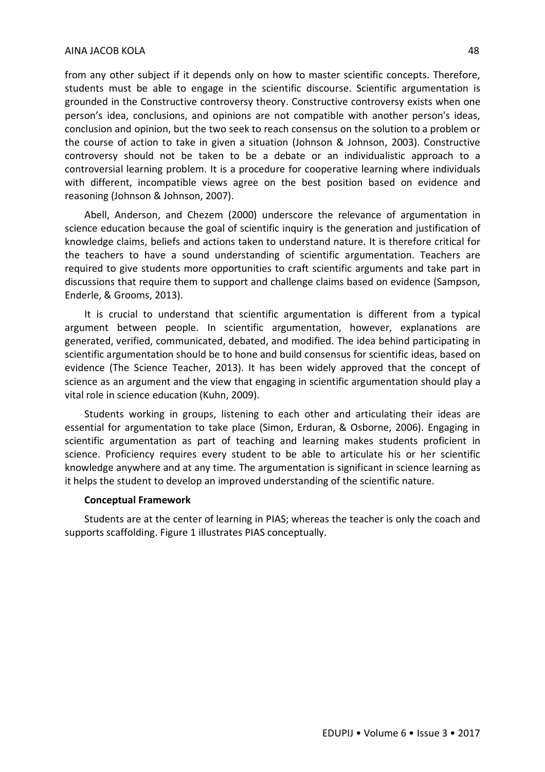from any other subject if it depends only on how to master scientific concepts. Therefore, students must be able to engage in the scientific discourse. Scientific argumentation is grounded in the Constructive controversy theory. Constructive controversy exists when one person's idea, conclusions, and opinions are not compatible with another person's ideas, conclusion and opinion, but the two seek to reach consensus on the solution to a problem or the course of action to take in given a situation (Johnson & Johnson, 2003). Constructive controversy should not be taken to be a debate or an individualistic approach to a controversial learning problem. It is a procedure for cooperative learning where individuals with different, incompatible views agree on the best position based on evidence and reasoning (Johnson & Johnson, 2007).

Abell, Anderson, and Chezem (2000) underscore the relevance of argumentation in science education because the goal of scientific inquiry is the generation and justification of knowledge claims, beliefs and actions taken to understand nature. It is therefore critical for the teachers to have a sound understanding of scientific argumentation. Teachers are required to give students more opportunities to craft scientific arguments and take part in discussions that require them to support and challenge claims based on evidence (Sampson, Enderle, & Grooms, 2013).

It is crucial to understand that scientific argumentation is different from a typical argument between people. In scientific argumentation, however, explanations are generated, verified, communicated, debated, and modified. The idea behind participating in scientific argumentation should be to hone and build consensus for scientific ideas, based on evidence (The Science Teacher, 2013). It has been widely approved that the concept of science as an argument and the view that engaging in scientific argumentation should play a vital role in science education (Kuhn, 2009).

Students working in groups, listening to each other and articulating their ideas are essential for argumentation to take place (Simon, Erduran, & Osborne, 2006). Engaging in scientific argumentation as part of teaching and learning makes students proficient in science. Proficiency requires every student to be able to articulate his or her scientific knowledge anywhere and at any time. The argumentation is significant in science learning as it helps the student to develop an improved understanding of the scientific nature.

**Conceptual Framework**

Students are at the center of learning in PIAS; whereas the teacher is only the coach and supports scaffolding. Figure 1 illustrates PIAS conceptually.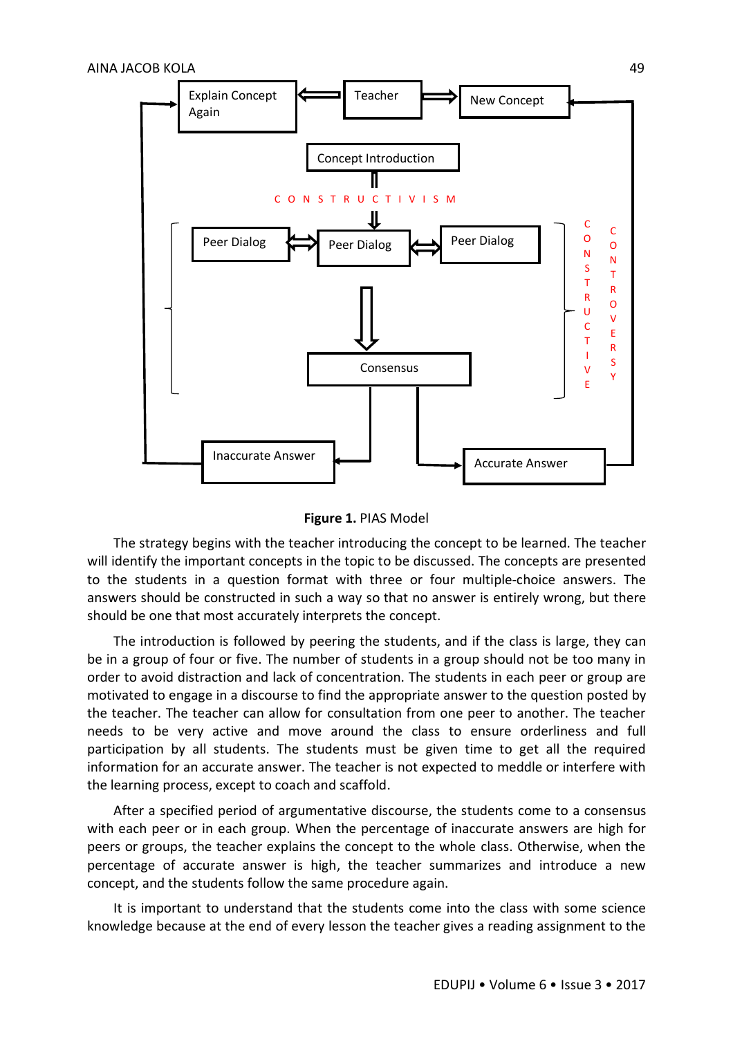**Figure 1.** PIAS Model

The strategy begins with the teacher introducing the concept to be learned. The teacher will identify the important concepts in the topic to be discussed. The concepts are presented to the students in a question format with three or four multiple-choice answers. The answers should be constructed in such a way so that no answer is entirely wrong, but there should be one that most accurately interprets the concept.

The introduction is followed by peering the students, and if the class is large, they can be in a group of four or five. The number of students in a group should not be too many in order to avoid distraction and lack of concentration. The students in each peer or group are motivated to engage in a discourse to find the appropriate answer to the question posted by the teacher. The teacher can allow for consultation from one peer to another. The teacher needs to be very active and move around the class to ensure orderliness and full participation by all students. The students must be given time to get all the required information for an accurate answer. The teacher is not expected to meddle or interfere with the learning process, except to coach and scaffold.

After a specified period of argumentative discourse, the students come to a consensus with each peer or in each group. When the percentage of inaccurate answers are high for peers or groups, the teacher explains the concept to the whole class. Otherwise, when the percentage of accurate answer is high, the teacher summarizes and introduce a new concept, and the students follow the same procedure again.

It is important to understand that the students come into the class with some science knowledge because at the end of every lesson the teacher gives a reading assignment to the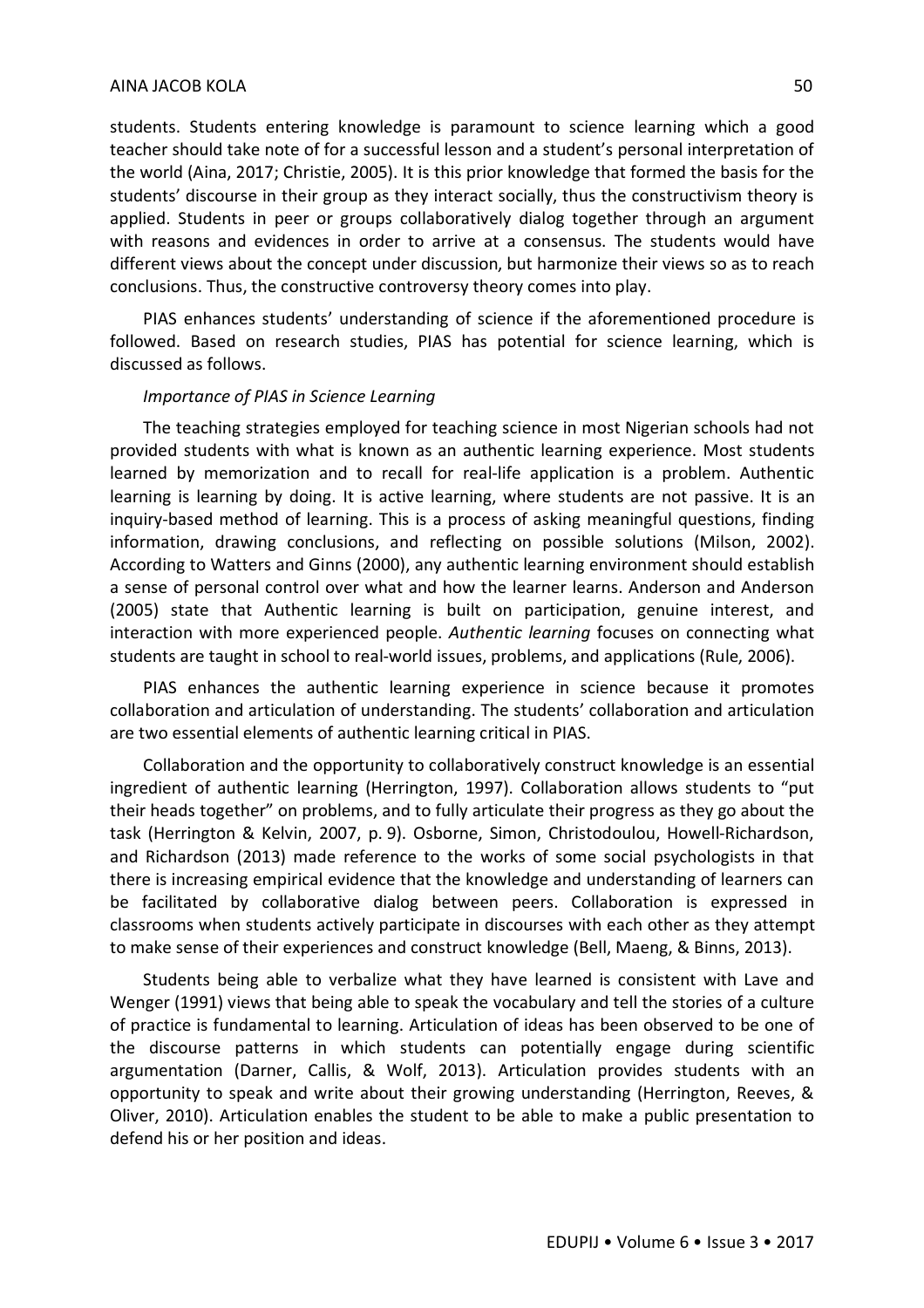students. Students entering knowledge is paramount to science learning which a good teacher should take note of for a successful lesson and a student's personal interpretation of the world (Aina, 2017; Christie, 2005). It is this prior knowledge that formed the basis for the students' discourse in their group as they interact socially, thus the constructivism theory is applied. Students in peer or groups collaboratively dialog together through an argument with reasons and evidences in order to arrive at a consensus. The students would have different views about the concept under discussion, but harmonize their views so as to reach conclusions. Thus, the constructive controversy theory comes into play.

PIAS enhances students' understanding of science if the aforementioned procedure is followed. Based on research studies, PIAS has potential for science learning, which is discussed as follows.

*Importance of PIAS in Science Learning*

The teaching strategies employed for teaching science in most Nigerian schools had not provided students with what is known as an authentic learning experience. Most students learned by memorization and to recall for real-life application is a problem. Authentic learning is learning by doing. It is active learning, where students are not passive. It is an inquiry-based method of learning. This is a process of asking meaningful questions, finding information, drawing conclusions, and reflecting on possible solutions (Milson, 2002). According to Watters and Ginns (2000), any authentic learning environment should establish a sense of personal control over what and how the learner learns. Anderson and Anderson (2005) state that Authentic learning is built on participation, genuine interest, and interaction with more experienced people. *Authentic learning* focuses on connecting what students are taught in school to real-world issues, problems, and applications (Rule, 2006).

PIAS enhances the authentic learning experience in science because it promotes collaboration and articulation of understanding. The students' collaboration and articulation are two essential elements of authentic learning critical in PIAS.

Collaboration and the opportunity to collaboratively construct knowledge is an essential ingredient of authentic learning (Herrington, 1997). Collaboration allows students to "put their heads together" on problems, and to fully articulate their progress as they go about the task (Herrington & Kelvin, 2007, p. 9). Osborne, Simon, Christodoulou, Howell-Richardson, and Richardson (2013) made reference to the works of some social psychologists in that there is increasing empirical evidence that the knowledge and understanding of learners can be facilitated by collaborative dialog between peers. Collaboration is expressed in classrooms when students actively participate in discourses with each other as they attempt to make sense of their experiences and construct knowledge (Bell, Maeng, & Binns, 2013).

Students being able to verbalize what they have learned is consistent with Lave and Wenger (1991) views that being able to speak the vocabulary and tell the stories of a culture of practice is fundamental to learning. Articulation of ideas has been observed to be one of the discourse patterns in which students can potentially engage during scientific argumentation (Darner, Callis, & Wolf, 2013). Articulation provides students with an opportunity to speak and write about their growing understanding (Herrington, Reeves, & Oliver, 2010). Articulation enables the student to be able to make a public presentation to defend his or her position and ideas.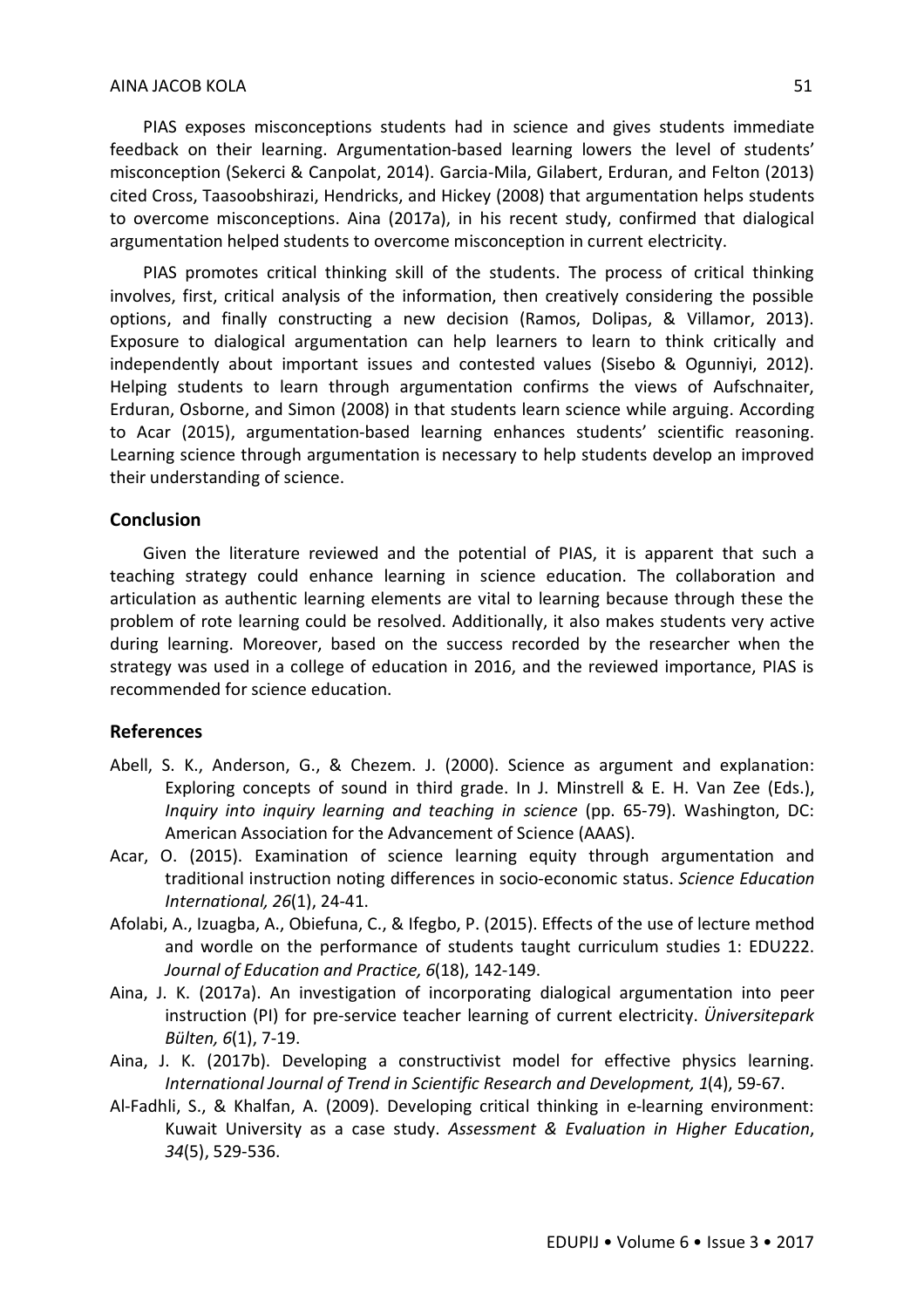PIAS exposes misconceptions students had in science and gives students immediate feedback on their learning. Argumentation-based learning lowers the level of students' misconception (Sekerci & Canpolat, 2014). Garcia-Mila, Gilabert, Erduran, and Felton (2013) cited Cross, Taasoobshirazi, Hendricks, and Hickey (2008) that argumentation helps students to overcome misconceptions. Aina (2017a), in his recent study, confirmed that dialogical argumentation helped students to overcome misconception in current electricity.

PIAS promotes critical thinking skill of the students. The process of critical thinking involves, first, critical analysis of the information, then creatively considering the possible options, and finally constructing a new decision (Ramos, Dolipas, & Villamor, 2013). Exposure to dialogical argumentation can help learners to learn to think critically and independently about important issues and contested values (Sisebo & Ogunniyi, 2012). Helping students to learn through argumentation confirms the views of Aufschnaiter, Erduran, Osborne, and Simon (2008) in that students learn science while arguing. According to Acar (2015), argumentation-based learning enhances students' scientific reasoning. Learning science through argumentation is necessary to help students develop an improved their understanding of science.

## Conclusion

Given the literature reviewed and the potential of PIAS, it is apparent that such a teaching strategy could enhance learning in science education. The collaboration and articulation as authentic learning elements are vital to learning because through these the problem of rote learning could be resolved. Additionally, it also makes students very active during learning. Moreover, based on the success recorded by the researcher when the strategy was used in a college of education in 2016, and the reviewed importance, PIAS is recommended for science education.

## References

Abell, S. K., Anderson, G., & Chezem. J. (2000). Science as argument and explanation: Exploring concepts of sound in third grade. In J. Minstrell & E. H. Van Zee (Eds.), *Inquiry into inquiry learning and teaching in science* (pp. 65-79). Washington, DC: American Association for the Advancement of Science (AAAS).

Acar, O. (2015). Examination of science learning equity through argumentation and traditional instruction noting differences in socio-economic status. *Science Education International, 26*(1), 24-41.

Afolabi, A., Izuagba, A., Obiefuna, C., & Ifegbo, P. (2015). Effects of the use of lecture method and wordle on the performance of students taught curriculum studies 1: EDU222. *Journal of Education and Practice, 6*(18), 142-149.

Aina, J. K. (2017a). An investigation of incorporating dialogical argumentation into peer instruction (PI) for pre-service teacher learning of current electricity. *Üniversitepark Bülten, 6*(1), 7-19.

Aina, J. K. (2017b). Developing a constructivist model for effective physics learning. *International Journal of Trend in Scientific Research and Development, 1*(4), 59-67.

Al-Fadhli, S., & Khalfan, A. (2009). Developing critical thinking in e-learning environment: Kuwait University as a case study. *Assessment & Evaluation in Higher Education*, *34*(5), 529-536.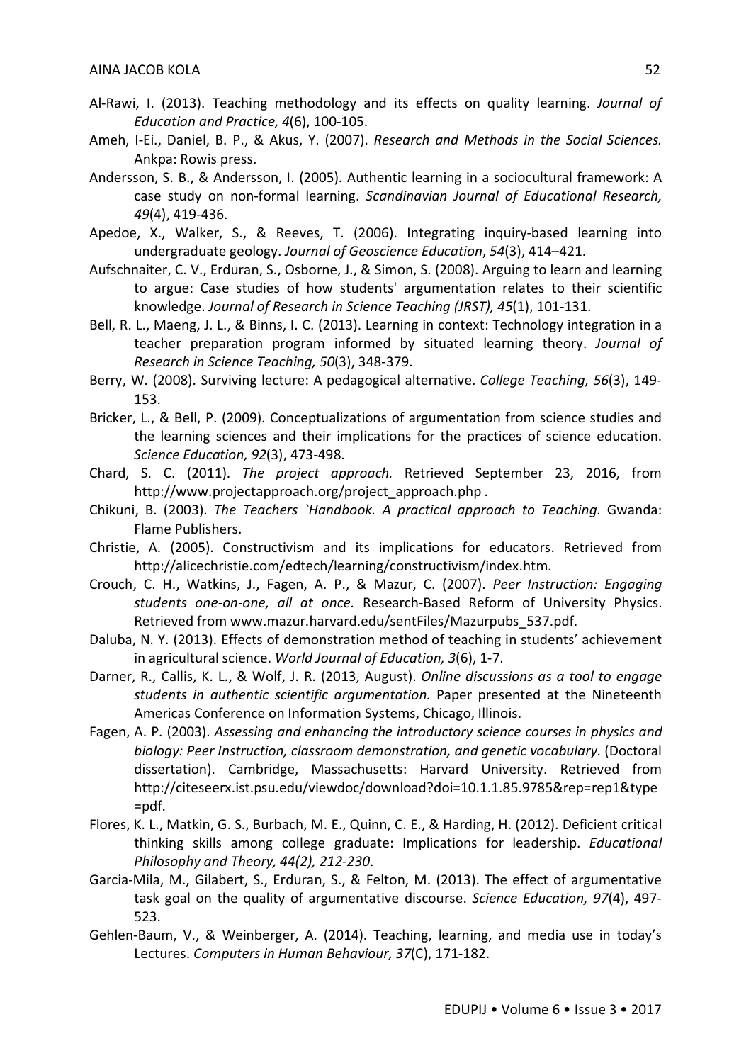Al-Rawi, I. (2013). Teaching methodology and its effects on quality learning. *Journal of Education and Practice, 4*(6), 100-105.

Ameh, I-Ei., Daniel, B. P., & Akus, Y. (2007). *Research and Methods in the Social Sciences.* Ankpa: Rowis press.

Andersson, S. B., & Andersson, I. (2005). Authentic learning in a sociocultural framework: A case study on non-formal learning. *Scandinavian Journal of Educational Research, 49*(4), 419-436.

Apedoe, X., Walker, S., & Reeves, T. (2006). Integrating inquiry-based learning into undergraduate geology. *Journal of Geoscience Education*, *54*(3), 414–421.

Aufschnaiter, C. V., Erduran, S., Osborne, J., & Simon, S. (2008). Arguing to learn and learning to argue: Case studies of how students' argumentation relates to their scientific knowledge. *Journal of Research in Science Teaching (JRST), 45*(1), 101-131.

Bell, R. L., Maeng, J. L., & Binns, I. C. (2013). Learning in context: Technology integration in a teacher preparation program informed by situated learning theory. *Journal of Research in Science Teaching, 50*(3), 348-379.

Berry, W. (2008). Surviving lecture: A pedagogical alternative. *College Teaching, 56*(3), 149-153.

Bricker, L., & Bell, P. (2009). Conceptualizations of argumentation from science studies and the learning sciences and their implications for the practices of science education. *Science Education, 92*(3), 473-498.

Chard, S. C. (2011). *The project approach.* Retrieved September 23, 2016, from http://www.projectapproach.org/project_approach.php .

Chikuni, B. (2003). *The Teachers `Handbook. A practical approach to Teaching*. Gwanda: Flame Publishers.

Christie, A. (2005). Constructivism and its implications for educators. Retrieved from http://alicechristie.com/edtech/learning/constructivism/index.htm.

Crouch, C. H., Watkins, J., Fagen, A. P., & Mazur, C. (2007). *Peer Instruction: Engaging students one-on-one, all at once.* Research-Based Reform of University Physics. Retrieved from www.mazur.harvard.edu/sentFiles/Mazurpubs_537.pdf.

Daluba, N. Y. (2013). Effects of demonstration method of teaching in students' achievement in agricultural science. *World Journal of Education, 3*(6), 1-7.

Darner, R., Callis, K. L., & Wolf, J. R. (2013, August). *Online discussions as a tool to engage students in authentic scientific argumentation.* Paper presented at the Nineteenth Americas Conference on Information Systems, Chicago, Illinois.

Fagen, A. P. (2003). *Assessing and enhancing the introductory science courses in physics and biology: Peer Instruction, classroom demonstration, and genetic vocabulary*. (Doctoral dissertation). Cambridge, Massachusetts: Harvard University. Retrieved from http://citeseerx.ist.psu.edu/viewdoc/download?doi=10.1.1.85.9785&rep=rep1&type=pdf.

Flores, K. L., Matkin, G. S., Burbach, M. E., Quinn, C. E., & Harding, H. (2012). Deficient critical thinking skills among college graduate: Implications for leadership. *Educational Philosophy and Theory, 44(2), 212-230*.

Garcia-Mila, M., Gilabert, S., Erduran, S., & Felton, M. (2013). The effect of argumentative task goal on the quality of argumentative discourse. *Science Education, 97*(4), 497-523.

Gehlen-Baum, V., & Weinberger, A. (2014). Teaching, learning, and media use in today's Lectures. *Computers in Human Behaviour, 37*(C), 171-182.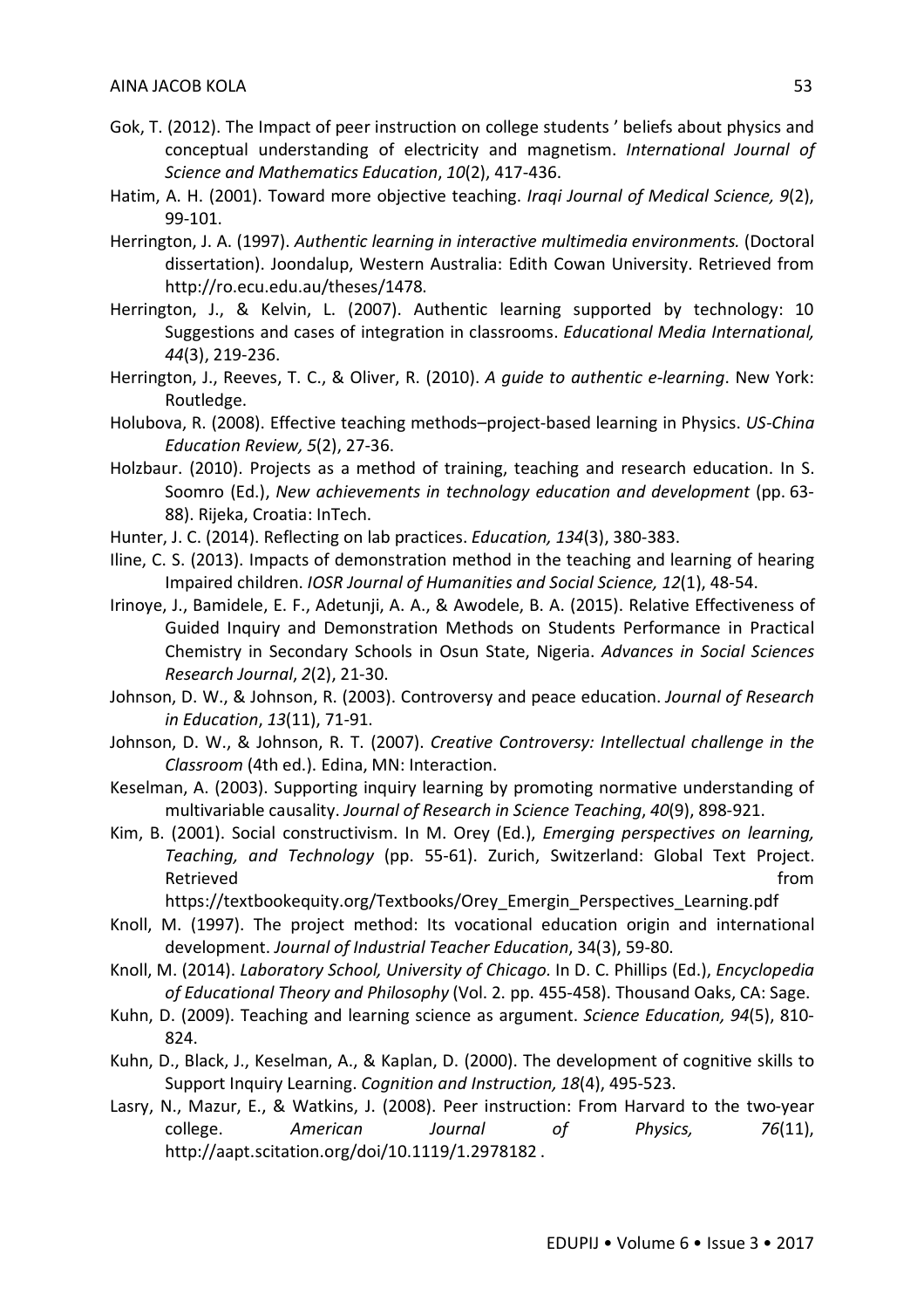Gok, T. (2012). The Impact of peer instruction on college students ' beliefs about physics and conceptual understanding of electricity and magnetism. *International Journal of Science and Mathematics Education*, *10*(2), 417-436.

Hatim, A. H. (2001). Toward more objective teaching. *Iraqi Journal of Medical Science, 9*(2), 99-101.

Herrington, J. A. (1997). *Authentic learning in interactive multimedia environments.* (Doctoral dissertation). Joondalup, Western Australia: Edith Cowan University. Retrieved from http://ro.ecu.edu.au/theses/1478.

Herrington, J., & Kelvin, L. (2007). Authentic learning supported by technology: 10 Suggestions and cases of integration in classrooms. *Educational Media International, 44*(3), 219-236.

Herrington, J., Reeves, T. C., & Oliver, R. (2010). *A guide to authentic e-learning*. New York: Routledge.

Holubova, R. (2008). Effective teaching methods–project-based learning in Physics. *US-China Education Review, 5*(2), 27-36.

Holzbaur. (2010). Projects as a method of training, teaching and research education. In S. Soomro (Ed.), *New achievements in technology education and development* (pp. 63-88). Rijeka, Croatia: InTech.

Hunter, J. C. (2014). Reflecting on lab practices. *Education, 134*(3), 380-383.

Iline, C. S. (2013). Impacts of demonstration method in the teaching and learning of hearing Impaired children. *IOSR Journal of Humanities and Social Science, 12*(1), 48-54.

Irinoye, J., Bamidele, E. F., Adetunji, A. A., & Awodele, B. A. (2015). Relative Effectiveness of Guided Inquiry and Demonstration Methods on Students Performance in Practical Chemistry in Secondary Schools in Osun State, Nigeria. *Advances in Social Sciences Research Journal*, *2*(2), 21-30.

Johnson, D. W., & Johnson, R. (2003). Controversy and peace education. *Journal of Research in Education*, *13*(11), 71-91.

Johnson, D. W., & Johnson, R. T. (2007). *Creative Controversy: Intellectual challenge in the Classroom* (4th ed.). Edina, MN: Interaction.

Keselman, A. (2003). Supporting inquiry learning by promoting normative understanding of multivariable causality. *Journal of Research in Science Teaching*, *40*(9), 898-921.

Kim, B. (2001). Social constructivism. In M. Orey (Ed.), *Emerging perspectives on learning, Teaching, and Technology* (pp. 55-61). Zurich, Switzerland: Global Text Project. Retrieved from https://textbookequity.org/Textbooks/Orey_Emergin_Perspectives_Learning.pdf

Knoll, M. (1997). The project method: Its vocational education origin and international development. *Journal of Industrial Teacher Education*, 34(3), 59-80.

Knoll, M. (2014). *Laboratory School, University of Chicago*. In D. C. Phillips (Ed.), *Encyclopedia of Educational Theory and Philosophy* (Vol. 2. pp. 455-458). Thousand Oaks, CA: Sage.

Kuhn, D. (2009). Teaching and learning science as argument. *Science Education, 94*(5), 810-824.

Kuhn, D., Black, J., Keselman, A., & Kaplan, D. (2000). The development of cognitive skills to Support Inquiry Learning. *Cognition and Instruction, 18*(4), 495-523.

Lasry, N., Mazur, E., & Watkins, J. (2008). Peer instruction: From Harvard to the two-year college. *American Journal of Physics, 76*(11), http://aapt.scitation.org/doi/10.1119/1.2978182 .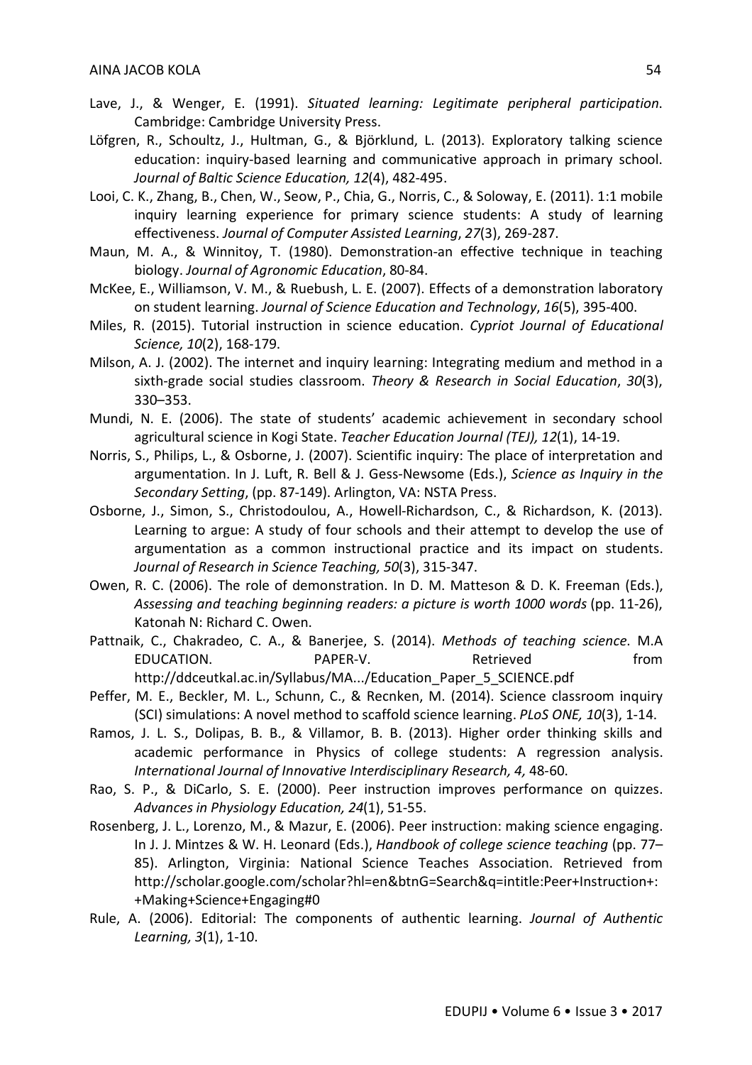Lave, J., & Wenger, E. (1991). *Situated learning: Legitimate peripheral participation*. Cambridge: Cambridge University Press.

Löfgren, R., Schoultz, J., Hultman, G., & Björklund, L. (2013). Exploratory talking science education: inquiry-based learning and communicative approach in primary school. *Journal of Baltic Science Education, 12*(4), 482-495.

Looi, C. K., Zhang, B., Chen, W., Seow, P., Chia, G., Norris, C., & Soloway, E. (2011). 1:1 mobile inquiry learning experience for primary science students: A study of learning effectiveness. *Journal of Computer Assisted Learning*, *27*(3), 269-287.

Maun, M. A., & Winnitoy, T. (1980). Demonstration-an effective technique in teaching biology. *Journal of Agronomic Education*, 80-84.

McKee, E., Williamson, V. M., & Ruebush, L. E. (2007). Effects of a demonstration laboratory on student learning. *Journal of Science Education and Technology*, *16*(5), 395-400.

Miles, R. (2015). Tutorial instruction in science education. *Cypriot Journal of Educational Science, 10*(2), 168-179.

Milson, A. J. (2002). The internet and inquiry learning: Integrating medium and method in a sixth-grade social studies classroom. *Theory & Research in Social Education*, *30*(3), 330–353.

Mundi, N. E. (2006). The state of students' academic achievement in secondary school agricultural science in Kogi State. *Teacher Education Journal (TEJ), 12*(1), 14-19.

Norris, S., Philips, L., & Osborne, J. (2007). Scientific inquiry: The place of interpretation and argumentation. In J. Luft, R. Bell & J. Gess-Newsome (Eds.), *Science as Inquiry in the Secondary Setting*, (pp. 87-149). Arlington, VA: NSTA Press.

Osborne, J., Simon, S., Christodoulou, A., Howell-Richardson, C., & Richardson, K. (2013). Learning to argue: A study of four schools and their attempt to develop the use of argumentation as a common instructional practice and its impact on students. *Journal of Research in Science Teaching, 50*(3), 315-347.

Owen, R. C. (2006). The role of demonstration. In D. M. Matteson & D. K. Freeman (Eds.), *Assessing and teaching beginning readers: a picture is worth 1000 words* (pp. 11-26), Katonah N: Richard C. Owen.

Pattnaik, C., Chakradeo, C. A., & Banerjee, S. (2014). *Methods of teaching science*. M.A EDUCATION. PAPER-V. Retrieved from http://ddceutkal.ac.in/Syllabus/MA.../Education_Paper_5_SCIENCE.pdf

Peffer, M. E., Beckler, M. L., Schunn, C., & Recnken, M. (2014). Science classroom inquiry (SCI) simulations: A novel method to scaffold science learning. *PLoS ONE, 10*(3), 1-14.

Ramos, J. L. S., Dolipas, B. B., & Villamor, B. B. (2013). Higher order thinking skills and academic performance in Physics of college students: A regression analysis. *International Journal of Innovative Interdisciplinary Research, 4,* 48-60.

Rao, S. P., & DiCarlo, S. E. (2000). Peer instruction improves performance on quizzes. *Advances in Physiology Education, 24*(1), 51-55.

Rosenberg, J. L., Lorenzo, M., & Mazur, E. (2006). Peer instruction: making science engaging. In J. J. Mintzes & W. H. Leonard (Eds.), *Handbook of college science teaching* (pp. 77–85). Arlington, Virginia: National Science Teaches Association. Retrieved from http://scholar.google.com/scholar?hl=en&btnG=Search&q=intitle:Peer+Instruction+:+Making+Science+Engaging#0

Rule, A. (2006). Editorial: The components of authentic learning. *Journal of Authentic Learning, 3*(1), 1-10.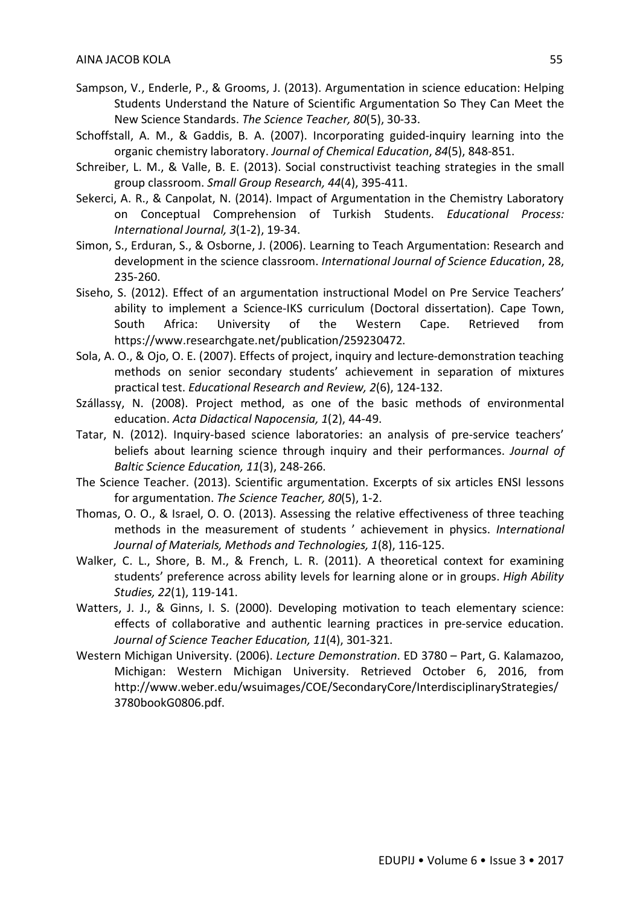Sampson, V., Enderle, P., & Grooms, J. (2013). Argumentation in science education: Helping Students Understand the Nature of Scientific Argumentation So They Can Meet the New Science Standards. *The Science Teacher, 80*(5), 30-33.

Schoffstall, A. M., & Gaddis, B. A. (2007). Incorporating guided-inquiry learning into the organic chemistry laboratory. *Journal of Chemical Education*, *84*(5), 848-851.

Schreiber, L. M., & Valle, B. E. (2013). Social constructivist teaching strategies in the small group classroom. *Small Group Research, 44*(4), 395-411.

Sekerci, A. R., & Canpolat, N. (2014). Impact of Argumentation in the Chemistry Laboratory on Conceptual Comprehension of Turkish Students. *Educational Process: International Journal, 3*(1-2), 19-34.

Simon, S., Erduran, S., & Osborne, J. (2006). Learning to Teach Argumentation: Research and development in the science classroom. *International Journal of Science Education*, 28, 235-260.

Siseho, S. (2012). Effect of an argumentation instructional Model on Pre Service Teachers' ability to implement a Science-IKS curriculum (Doctoral dissertation). Cape Town, South Africa: University of the Western Cape. Retrieved from https://www.researchgate.net/publication/259230472.

Sola, A. O., & Ojo, O. E. (2007). Effects of project, inquiry and lecture-demonstration teaching methods on senior secondary students' achievement in separation of mixtures practical test. *Educational Research and Review, 2*(6), 124-132.

Szállassy, N. (2008). Project method, as one of the basic methods of environmental education. *Acta Didactical Napocensia, 1*(2), 44-49.

Tatar, N. (2012). Inquiry-based science laboratories: an analysis of pre-service teachers' beliefs about learning science through inquiry and their performances. *Journal of Baltic Science Education, 11*(3), 248-266.

The Science Teacher. (2013). Scientific argumentation. Excerpts of six articles ENSI lessons for argumentation. *The Science Teacher, 80*(5), 1-2.

Thomas, O. O., & Israel, O. O. (2013). Assessing the relative effectiveness of three teaching methods in the measurement of students ' achievement in physics. *International Journal of Materials, Methods and Technologies, 1*(8), 116-125.

Walker, C. L., Shore, B. M., & French, L. R. (2011). A theoretical context for examining students' preference across ability levels for learning alone or in groups. *High Ability Studies, 22*(1), 119-141.

Watters, J. J., & Ginns, I. S. (2000). Developing motivation to teach elementary science: effects of collaborative and authentic learning practices in pre-service education. *Journal of Science Teacher Education, 11*(4), 301-321.

Western Michigan University. (2006). *Lecture Demonstration*. ED 3780 – Part, G. Kalamazoo, Michigan: Western Michigan University. Retrieved October 6, 2016, from http://www.weber.edu/wsuimages/COE/SecondaryCore/InterdisciplinaryStrategies/3780bookG0806.pdf.